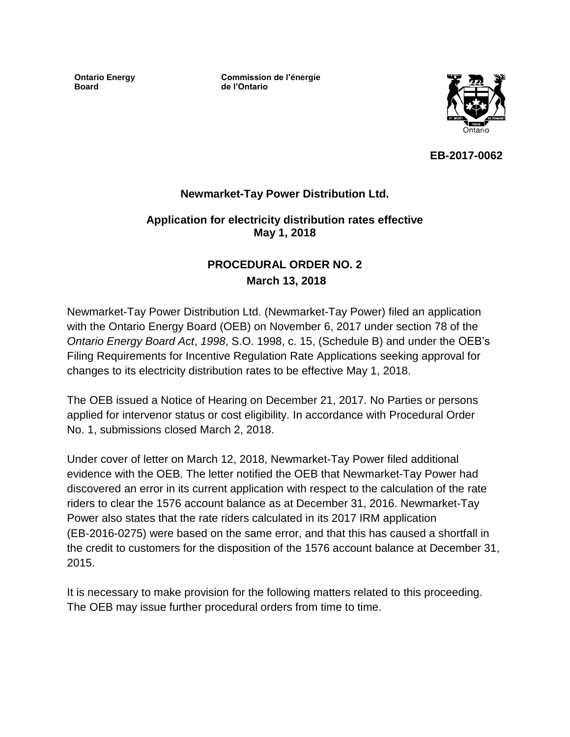**Ontario Energy Board**

**Commission de l'énergie de l'Ontario**

**EB-2017-0062**

## Newmarket-Tay Power Distribution Ltd.

### Application for electricity distribution rates effective May 1, 2018

## PROCEDURAL ORDER NO. 2

### March 13, 2018

Newmarket-Tay Power Distribution Ltd. (Newmarket-Tay Power) filed an application with the Ontario Energy Board (OEB) on November 6, 2017 under section 78 of the *Ontario Energy Board Act*, *1998*, S.O. 1998, c. 15, (Schedule B) and under the OEB's Filing Requirements for Incentive Regulation Rate Applications seeking approval for changes to its electricity distribution rates to be effective May 1, 2018.

The OEB issued a Notice of Hearing on December 21, 2017*.* No Parties or persons applied for intervenor status or cost eligibility. In accordance with Procedural Order No. 1, submissions closed March 2, 2018.

Under cover of letter on March 12, 2018, Newmarket-Tay Power filed additional evidence with the OEB. The letter notified the OEB that Newmarket-Tay Power had discovered an error in its current application with respect to the calculation of the rate riders to clear the 1576 account balance as at December 31, 2016. Newmarket-Tay Power also states that the rate riders calculated in its 2017 IRM application (EB-2016-0275) were based on the same error, and that this has caused a shortfall in the credit to customers for the disposition of the 1576 account balance at December 31, 2015.

It is necessary to make provision for the following matters related to this proceeding. The OEB may issue further procedural orders from time to time.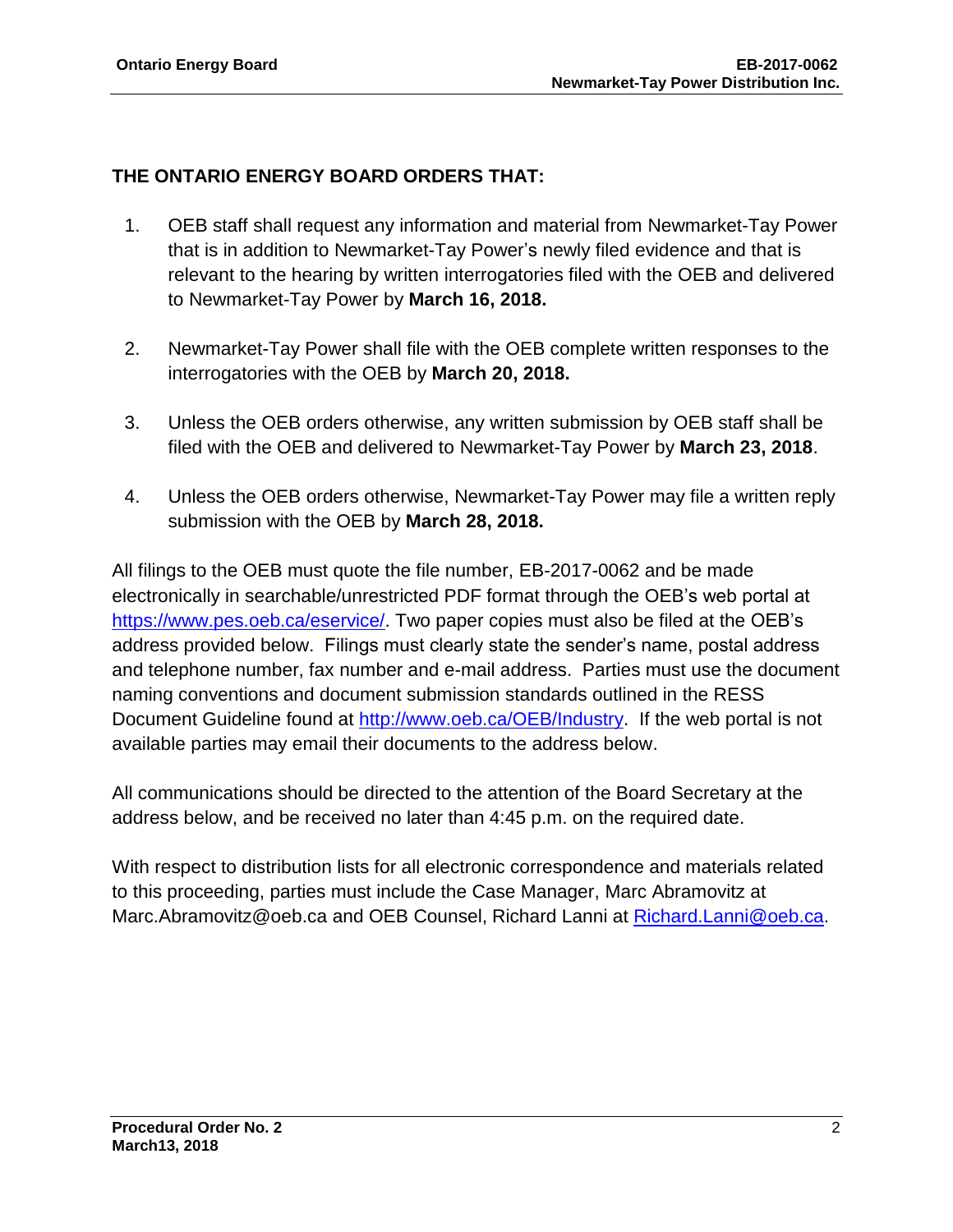**THE ONTARIO ENERGY BOARD ORDERS THAT:**

1. OEB staff shall request any information and material from Newmarket-Tay Power that is in addition to Newmarket-Tay Power's newly filed evidence and that is relevant to the hearing by written interrogatories filed with the OEB and delivered to Newmarket-Tay Power by **March 16, 2018.**

2. Newmarket-Tay Power shall file with the OEB complete written responses to the interrogatories with the OEB by **March 20, 2018.**

3. Unless the OEB orders otherwise, any written submission by OEB staff shall be filed with the OEB and delivered to Newmarket-Tay Power by **March 23, 2018**.

4. Unless the OEB orders otherwise, Newmarket-Tay Power may file a written reply submission with the OEB by **March 28, 2018.**

All filings to the OEB must quote the file number, EB-2017-0062 and be made electronically in searchable/unrestricted PDF format through the OEB's web portal at https://www.pes.oeb.ca/eservice/. Two paper copies must also be filed at the OEB's address provided below. Filings must clearly state the sender's name, postal address and telephone number, fax number and e-mail address. Parties must use the document naming conventions and document submission standards outlined in the RESS Document Guideline found at http://www.oeb.ca/OEB/Industry. If the web portal is not available parties may email their documents to the address below.

All communications should be directed to the attention of the Board Secretary at the address below, and be received no later than 4:45 p.m. on the required date.

With respect to distribution lists for all electronic correspondence and materials related to this proceeding, parties must include the Case Manager, Marc Abramovitz at Marc.Abramovitz@oeb.ca and OEB Counsel, Richard Lanni at Richard.Lanni@oeb.ca.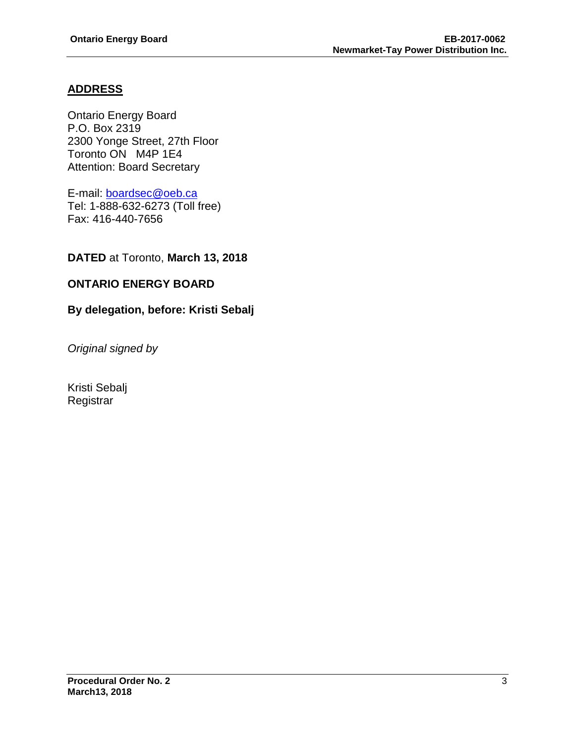## ADDRESS

Ontario Energy Board
P.O. Box 2319
2300 Yonge Street, 27th Floor
Toronto ON M4P 1E4
Attention: Board Secretary

E-mail: boardsec@oeb.ca
Tel: 1-888-632-6273 (Toll free)
Fax: 416-440-7656

**DATED** at Toronto, **March 13, 2018**

**ONTARIO ENERGY BOARD**

**By delegation, before: Kristi Sebalj**

*Original signed by*

Kristi Sebalj
Registrar